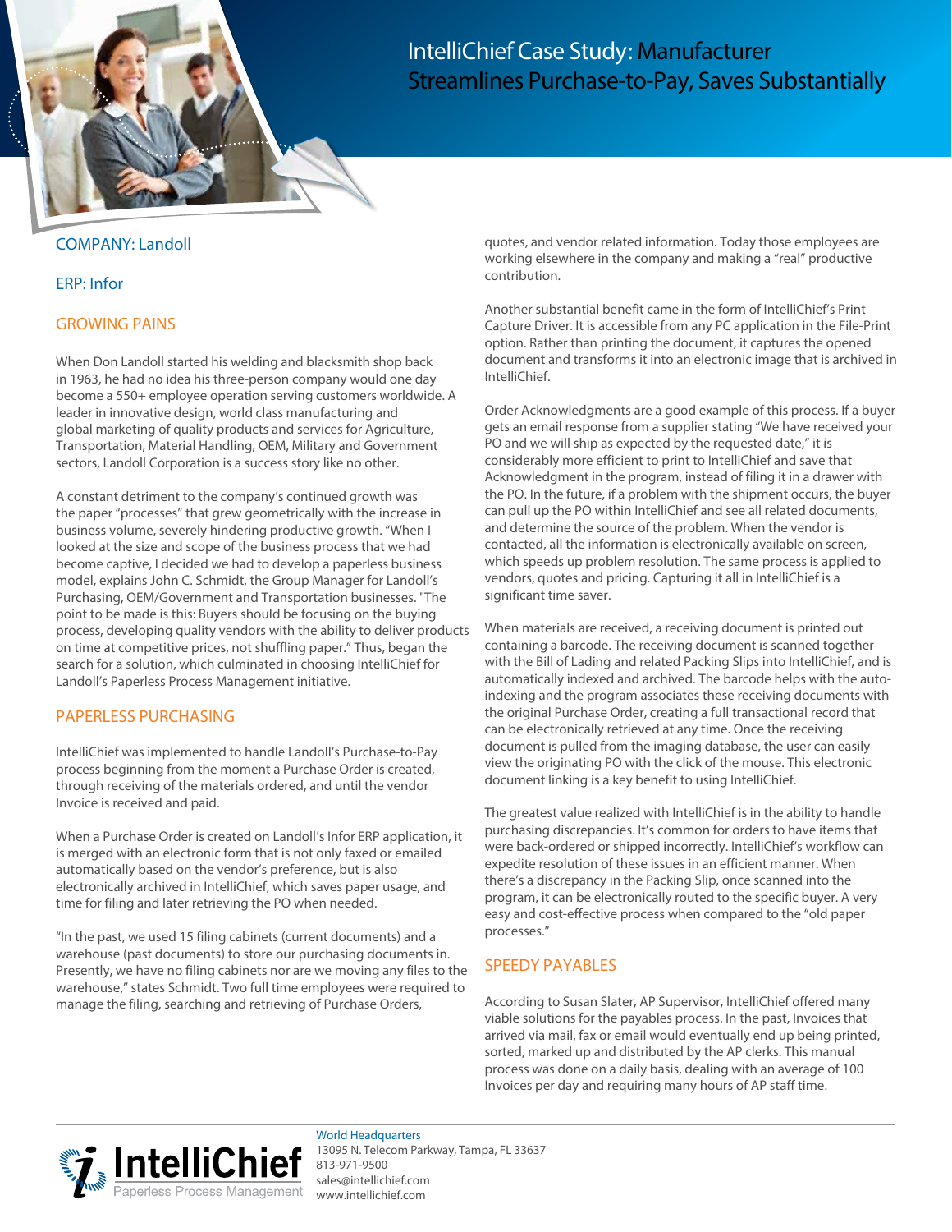# IntelliChief Case Study: Manufacturer Streamlines Purchase-to-Pay, Saves Substantially

COMPANY: Landoll

ERP: Infor

## GROWING PAINS

When Don Landoll started his welding and blacksmith shop back in 1963, he had no idea his three-person company would one day become a 550+ employee operation serving customers worldwide. A leader in innovative design, world class manufacturing and global marketing of quality products and services for Agriculture, Transportation, Material Handling, OEM, Military and Government sectors, Landoll Corporation is a success story like no other.

A constant detriment to the company's continued growth was the paper "processes" that grew geometrically with the increase in business volume, severely hindering productive growth. "When I looked at the size and scope of the business process that we had become captive, I decided we had to develop a paperless business model, explains John C. Schmidt, the Group Manager for Landoll's Purchasing, OEM/Government and Transportation businesses. "The point to be made is this: Buyers should be focusing on the buying process, developing quality vendors with the ability to deliver products on time at competitive prices, not shuffling paper." Thus, began the search for a solution, which culminated in choosing IntelliChief for Landoll's Paperless Process Management initiative.

## PAPERLESS PURCHASING

IntelliChief was implemented to handle Landoll's Purchase-to-Pay process beginning from the moment a Purchase Order is created, through receiving of the materials ordered, and until the vendor Invoice is received and paid.

When a Purchase Order is created on Landoll's Infor ERP application, it is merged with an electronic form that is not only faxed or emailed automatically based on the vendor's preference, but is also electronically archived in IntelliChief, which saves paper usage, and time for filing and later retrieving the PO when needed.

"In the past, we used 15 filing cabinets (current documents) and a warehouse (past documents) to store our purchasing documents in. Presently, we have no filing cabinets nor are we moving any files to the warehouse," states Schmidt. Two full time employees were required to manage the filing, searching and retrieving of Purchase Orders, quotes, and vendor related information. Today those employees are working elsewhere in the company and making a "real" productive contribution.

Another substantial benefit came in the form of IntelliChief's Print Capture Driver. It is accessible from any PC application in the File-Print option. Rather than printing the document, it captures the opened document and transforms it into an electronic image that is archived in IntelliChief.

Order Acknowledgments are a good example of this process. If a buyer gets an email response from a supplier stating "We have received your PO and we will ship as expected by the requested date," it is considerably more efficient to print to IntelliChief and save that Acknowledgment in the program, instead of filing it in a drawer with the PO. In the future, if a problem with the shipment occurs, the buyer can pull up the PO within IntelliChief and see all related documents, and determine the source of the problem. When the vendor is contacted, all the information is electronically available on screen, which speeds up problem resolution. The same process is applied to vendors, quotes and pricing. Capturing it all in IntelliChief is a significant time saver.

When materials are received, a receiving document is printed out containing a barcode. The receiving document is scanned together with the Bill of Lading and related Packing Slips into IntelliChief, and is automatically indexed and archived. The barcode helps with the auto-indexing and the program associates these receiving documents with the original Purchase Order, creating a full transactional record that can be electronically retrieved at any time. Once the receiving document is pulled from the imaging database, the user can easily view the originating PO with the click of the mouse. This electronic document linking is a key benefit to using IntelliChief.

The greatest value realized with IntelliChief is in the ability to handle purchasing discrepancies. It's common for orders to have items that were back-ordered or shipped incorrectly. IntelliChief's workflow can expedite resolution of these issues in an efficient manner. When there's a discrepancy in the Packing Slip, once scanned into the program, it can be electronically routed to the specific buyer. A very easy and cost-effective process when compared to the "old paper processes."

## SPEEDY PAYABLES

According to Susan Slater, AP Supervisor, IntelliChief offered many viable solutions for the payables process. In the past, Invoices that arrived via mail, fax or email would eventually end up being printed, sorted, marked up and distributed by the AP clerks. This manual process was done on a daily basis, dealing with an average of 100 Invoices per day and requiring many hours of AP staff time.

IntelliChief Paperless Process Management

World Headquarters
13095 N. Telecom Parkway, Tampa, FL 33637
813-971-9500
sales@intellichief.com
www.intellichief.com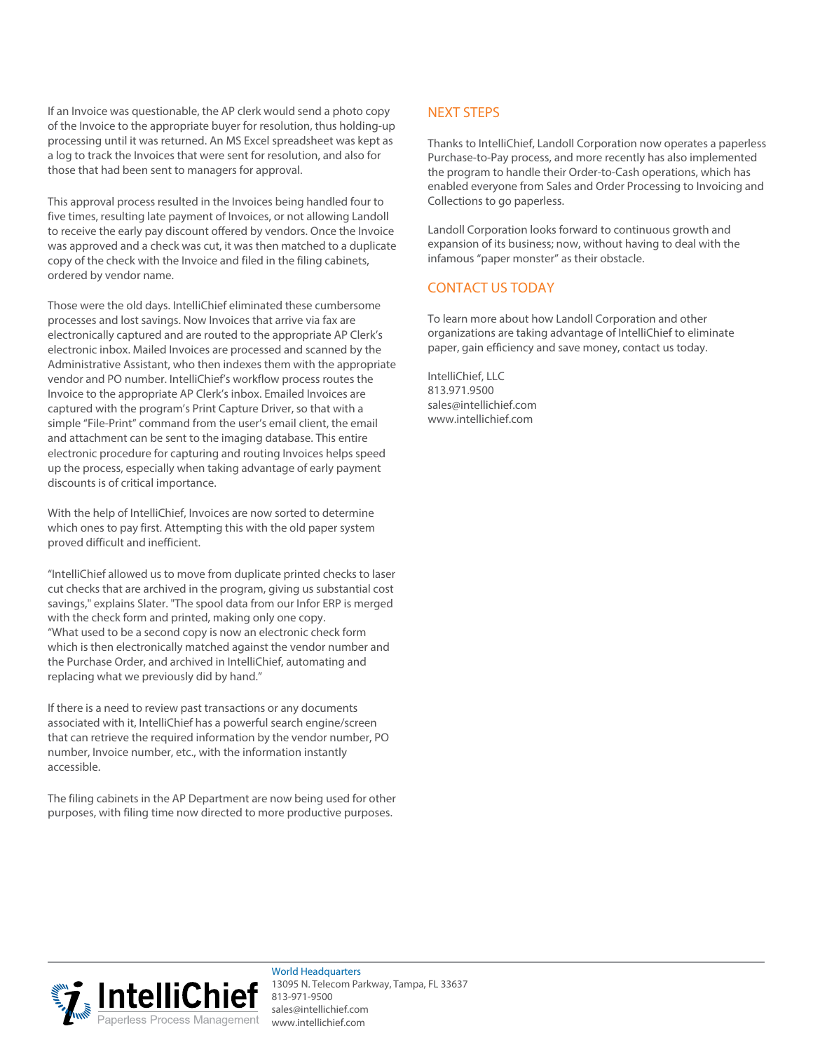If an Invoice was questionable, the AP clerk would send a photo copy of the Invoice to the appropriate buyer for resolution, thus holding-up processing until it was returned. An MS Excel spreadsheet was kept as a log to track the Invoices that were sent for resolution, and also for those that had been sent to managers for approval.

This approval process resulted in the Invoices being handled four to five times, resulting late payment of Invoices, or not allowing Landoll to receive the early pay discount offered by vendors. Once the Invoice was approved and a check was cut, it was then matched to a duplicate copy of the check with the Invoice and filed in the filing cabinets, ordered by vendor name.

Those were the old days. IntelliChief eliminated these cumbersome processes and lost savings. Now Invoices that arrive via fax are electronically captured and are routed to the appropriate AP Clerk's electronic inbox. Mailed Invoices are processed and scanned by the Administrative Assistant, who then indexes them with the appropriate vendor and PO number. IntelliChief's workflow process routes the Invoice to the appropriate AP Clerk's inbox. Emailed Invoices are captured with the program's Print Capture Driver, so that with a simple "File-Print" command from the user's email client, the email and attachment can be sent to the imaging database. This entire electronic procedure for capturing and routing Invoices helps speed up the process, especially when taking advantage of early payment discounts is of critical importance.

With the help of IntelliChief, Invoices are now sorted to determine which ones to pay first. Attempting this with the old paper system proved difficult and inefficient.

"IntelliChief allowed us to move from duplicate printed checks to laser cut checks that are archived in the program, giving us substantial cost savings," explains Slater. "The spool data from our Infor ERP is merged with the check form and printed, making only one copy.
"What used to be a second copy is now an electronic check form which is then electronically matched against the vendor number and the Purchase Order, and archived in IntelliChief, automating and replacing what we previously did by hand."

If there is a need to review past transactions or any documents associated with it, IntelliChief has a powerful search engine/screen that can retrieve the required information by the vendor number, PO number, Invoice number, etc., with the information instantly accessible.

The filing cabinets in the AP Department are now being used for other purposes, with filing time now directed to more productive purposes.

## NEXT STEPS

Thanks to IntelliChief, Landoll Corporation now operates a paperless Purchase-to-Pay process, and more recently has also implemented the program to handle their Order-to-Cash operations, which has enabled everyone from Sales and Order Processing to Invoicing and Collections to go paperless.

Landoll Corporation looks forward to continuous growth and expansion of its business; now, without having to deal with the infamous "paper monster" as their obstacle.

## CONTACT US TODAY

To learn more about how Landoll Corporation and other organizations are taking advantage of IntelliChief to eliminate paper, gain efficiency and save money, contact us today.

IntelliChief, LLC
813.971.9500
sales@intellichief.com
www.intellichief.com

IntelliChief
Paperless Process Management

World Headquarters
13095 N. Telecom Parkway, Tampa, FL 33637
813-971-9500
sales@intellichief.com
www.intellichief.com